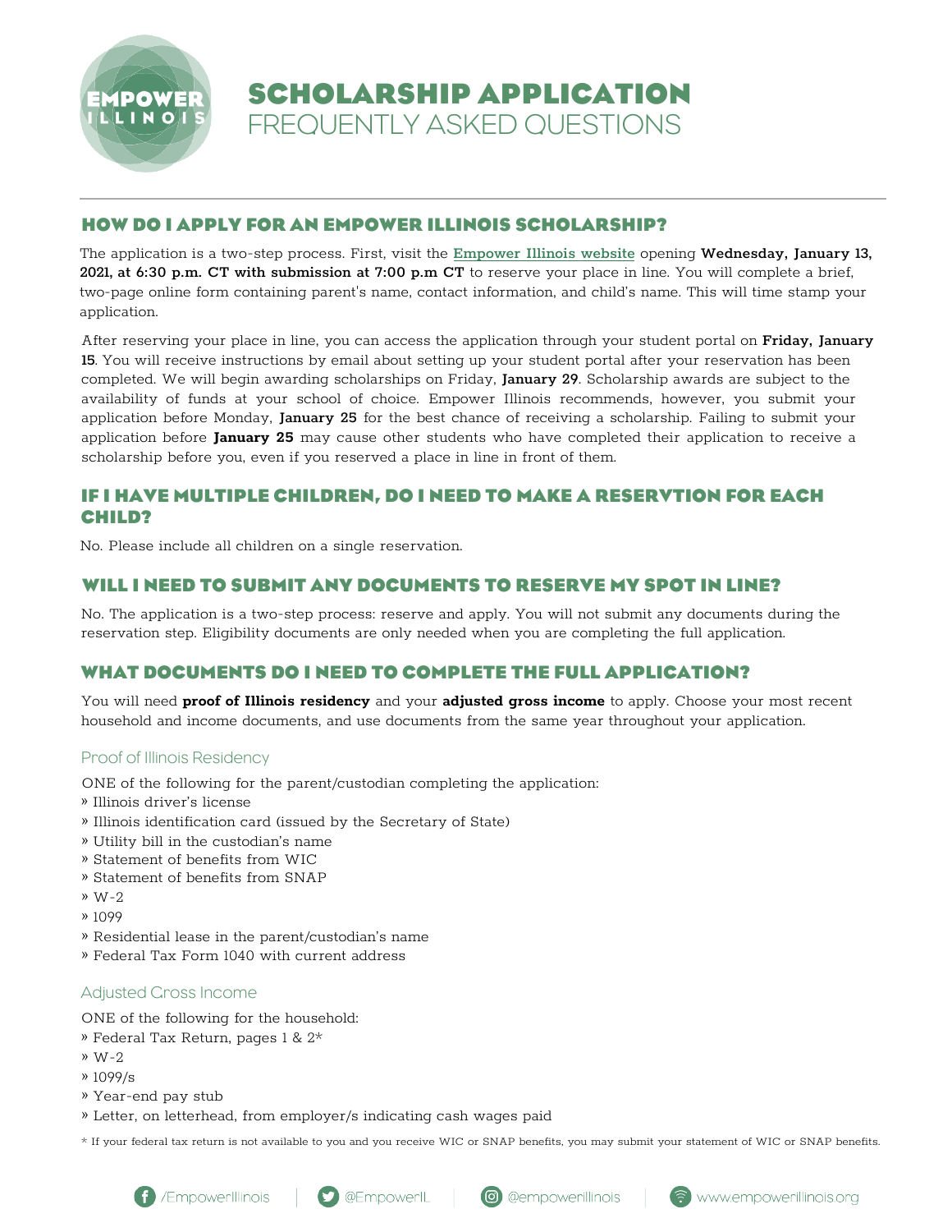# SCHOLARSHIP APPLICATION
FREQUENTLY ASKED QUESTIONS

## HOW DO I APPLY FOR AN EMPOWER ILLINOIS SCHOLARSHIP?

The application is a two-step process. First, visit the [Empower Illinois website]() opening **Wednesday, January 13, 2021, at 6:30 p.m. CT with submission at 7:00 p.m CT** to reserve your place in line. You will complete a brief, two-page online form containing parent's name, contact information, and child's name. This will time stamp your application.

After reserving your place in line, you can access the application through your student portal on **Friday, January 15**. You will receive instructions by email about setting up your student portal after your reservation has been completed. We will begin awarding scholarships on Friday, **January 29**. Scholarship awards are subject to the availability of funds at your school of choice. Empower Illinois recommends, however, you submit your application before Monday, **January 25** for the best chance of receiving a scholarship. Failing to submit your application before **January 25** may cause other students who have completed their application to receive a scholarship before you, even if you reserved a place in line in front of them.

## IF I HAVE MULTIPLE CHILDREN, DO I NEED TO MAKE A RESERVTION FOR EACH CHILD?

No. Please include all children on a single reservation.

## WILL I NEED TO SUBMIT ANY DOCUMENTS TO RESERVE MY SPOT IN LINE?

No. The application is a two-step process: reserve and apply. You will not submit any documents during the reservation step. Eligibility documents are only needed when you are completing the full application.

## WHAT DOCUMENTS DO I NEED TO COMPLETE THE FULL APPLICATION?

You will need **proof of Illinois residency** and your **adjusted gross income** to apply. Choose your most recent household and income documents, and use documents from the same year throughout your application.

### Proof of Illinois Residency

ONE of the following for the parent/custodian completing the application:

- Illinois driver's license
- Illinois identification card (issued by the Secretary of State)
- Utility bill in the custodian's name
- Statement of benefits from WIC
- Statement of benefits from SNAP
- W-2
- 1099
- Residential lease in the parent/custodian's name
- Federal Tax Form 1040 with current address

### Adjusted Gross Income

ONE of the following for the household:

- Federal Tax Return, pages 1 & 2*
- W-2
- 1099/s
- Year-end pay stub
- Letter, on letterhead, from employer/s indicating cash wages paid

* If your federal tax return is not available to you and you receive WIC or SNAP benefits, you may submit your statement of WIC or SNAP benefits.

/EmpowerIllinois | @EmpowerIL | @empowerillinois | www.empowerillinois.org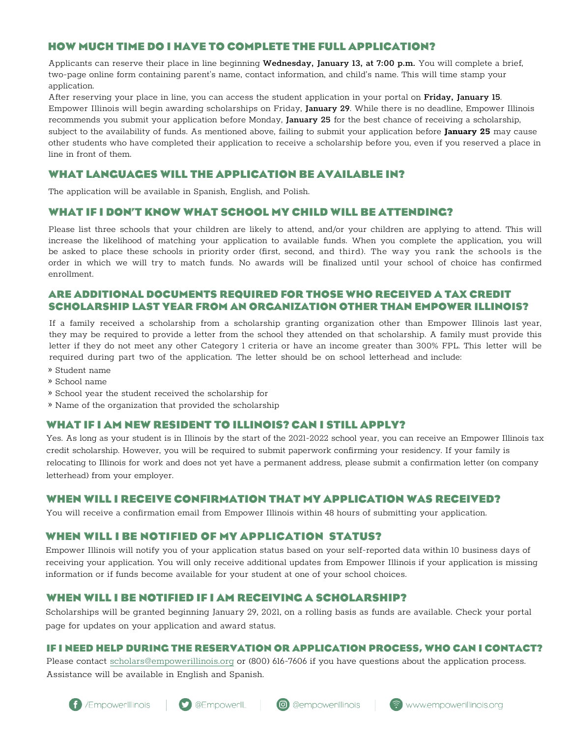## HOW MUCH TIME DO I HAVE TO COMPLETE THE FULL APPLICATION?

Applicants can reserve their place in line beginning **Wednesday, January 13, at 7:00 p.m.** You will complete a brief, two-page online form containing parent's name, contact information, and child's name. This will time stamp your application.

After reserving your place in line, you can access the student application in your portal on **Friday, January 15**. Empower Illinois will begin awarding scholarships on Friday, **January 29**. While there is no deadline, Empower Illinois recommends you submit your application before Monday, **January 25** for the best chance of receiving a scholarship, subject to the availability of funds. As mentioned above, failing to submit your application before **January 25** may cause other students who have completed their application to receive a scholarship before you, even if you reserved a place in line in front of them.

## WHAT LANGUAGES WILL THE APPLICATION BE AVAILABLE IN?

The application will be available in Spanish, English, and Polish.

## WHAT IF I DON'T KNOW WHAT SCHOOL MY CHILD WILL BE ATTENDING?

Please list three schools that your children are likely to attend, and/or your children are applying to attend. This will increase the likelihood of matching your application to available funds. When you complete the application, you will be asked to place these schools in priority order (first, second, and third). The way you rank the schools is the order in which we will try to match funds. No awards will be finalized until your school of choice has confirmed enrollment.

## ARE ADDITIONAL DOCUMENTS REQUIRED FOR THOSE WHO RECEIVED A TAX CREDIT SCHOLARSHIP LAST YEAR FROM AN ORGANIZATION OTHER THAN EMPOWER ILLINOIS?

If a family received a scholarship from a scholarship granting organization other than Empower Illinois last year, they may be required to provide a letter from the school they attended on that scholarship. A family must provide this letter if they do not meet any other Category 1 criteria or have an income greater than 300% FPL. This letter will be required during part two of the application. The letter should be on school letterhead and include:

- Student name
- School name
- School year the student received the scholarship for
- Name of the organization that provided the scholarship

## WHAT IF I AM NEW RESIDENT TO ILLINOIS? CAN I STILL APPLY?

Yes. As long as your student is in Illinois by the start of the 2021-2022 school year, you can receive an Empower Illinois tax credit scholarship. However, you will be required to submit paperwork confirming your residency. If your family is relocating to Illinois for work and does not yet have a permanent address, please submit a confirmation letter (on company letterhead) from your employer.

## WHEN WILL I RECEIVE CONFIRMATION THAT MY APPLICATION WAS RECEIVED?

You will receive a confirmation email from Empower Illinois within 48 hours of submitting your application.

## WHEN WILL I BE NOTIFIED OF MY APPLICATION STATUS?

Empower Illinois will notify you of your application status based on your self-reported data within 10 business days of receiving your application. You will only receive additional updates from Empower Illinois if your application is missing information or if funds become available for your student at one of your school choices.

## WHEN WILL I BE NOTIFIED IF I AM RECEIVING A SCHOLARSHIP?

Scholarships will be granted beginning January 29, 2021, on a rolling basis as funds are available. Check your portal page for updates on your application and award status.

## IF I NEED HELP DURING THE RESERVATION OR APPLICATION PROCESS, WHO CAN I CONTACT?

Please contact scholars@empowerillinois.org or (800) 616-7606 if you have questions about the application process. Assistance will be available in English and Spanish.

/EmpowerIllinois | @EmpowerIL | @empowerillinois | www.empowerillinois.org